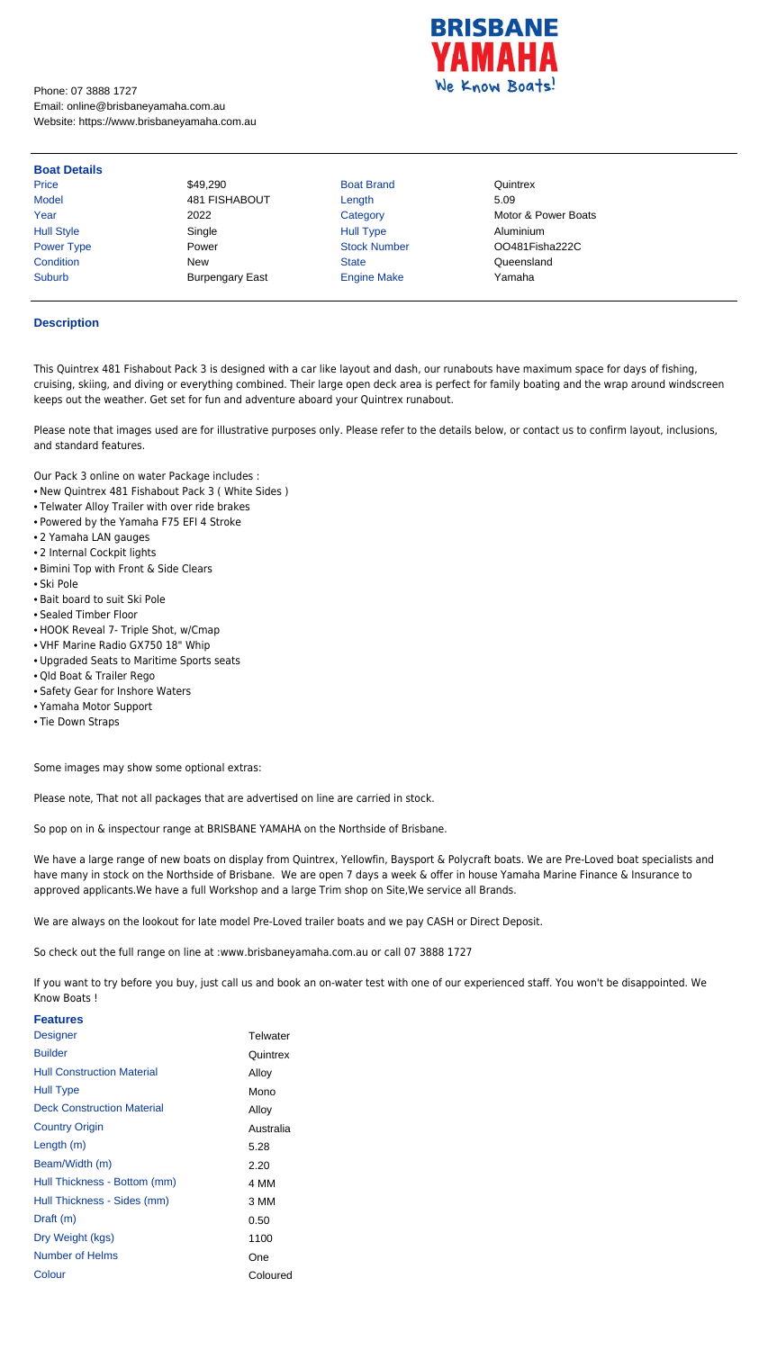BRISBANE YAMAHA
We Know Boats!

Phone: 07 3888 1727
Email: online@brisbaneyamaha.com.au
Website: https://www.brisbaneyamaha.com.au

## Boat Details

| | | | |
|---|---|---|---|
| Price | $49,290 | Boat Brand | Quintrex |
| Model | 481 FISHABOUT | Length | 5.09 |
| Year | 2022 | Category | Motor & Power Boats |
| Hull Style | Single | Hull Type | Aluminium |
| Power Type | Power | Stock Number | OO481Fisha222C |
| Condition | New | State | Queensland |
| Suburb | Burpengary East | Engine Make | Yamaha |

## Description

This Quintrex 481 Fishabout Pack 3 is designed with a car like layout and dash, our runabouts have maximum space for days of fishing, cruising, skiing, and diving or everything combined. Their large open deck area is perfect for family boating and the wrap around windscreen keeps out the weather. Get set for fun and adventure aboard your Quintrex runabout.

Please note that images used are for illustrative purposes only. Please refer to the details below, or contact us to confirm layout, inclusions, and standard features.

Our Pack 3 online on water Package includes :

- New Quintrex 481 Fishabout Pack 3 ( White Sides )
- Telwater Alloy Trailer with over ride brakes
- Powered by the Yamaha F75 EFI 4 Stroke
- 2 Yamaha LAN gauges
- 2 Internal Cockpit lights
- Bimini Top with Front & Side Clears
- Ski Pole
- Bait board to suit Ski Pole
- Sealed Timber Floor
- HOOK Reveal 7- Triple Shot, w/Cmap
- VHF Marine Radio GX750 18" Whip
- Upgraded Seats to Maritime Sports seats
- Qld Boat & Trailer Rego
- Safety Gear for Inshore Waters
- Yamaha Motor Support
- Tie Down Straps

Some images may show some optional extras:

Please note, That not all packages that are advertised on line are carried in stock.

So pop on in & inspectour range at BRISBANE YAMAHA on the Northside of Brisbane.

We have a large range of new boats on display from Quintrex, Yellowfin, Baysport & Polycraft boats. We are Pre-Loved boat specialists and have many in stock on the Northside of Brisbane. We are open 7 days a week & offer in house Yamaha Marine Finance & Insurance to approved applicants.We have a full Workshop and a large Trim shop on Site,We service all Brands.

We are always on the lookout for late model Pre-Loved trailer boats and we pay CASH or Direct Deposit.

So check out the full range on line at :www.brisbaneyamaha.com.au or call 07 3888 1727

If you want to try before you buy, just call us and book an on-water test with one of our experienced staff. You won't be disappointed. We Know Boats !

## Features

| | |
|---|---|
| Designer | Telwater |
| Builder | Quintrex |
| Hull Construction Material | Alloy |
| Hull Type | Mono |
| Deck Construction Material | Alloy |
| Country Origin | Australia |
| Length (m) | 5.28 |
| Beam/Width (m) | 2.20 |
| Hull Thickness - Bottom (mm) | 4 MM |
| Hull Thickness - Sides (mm) | 3 MM |
| Draft (m) | 0.50 |
| Dry Weight (kgs) | 1100 |
| Number of Helms | One |
| Colour | Coloured |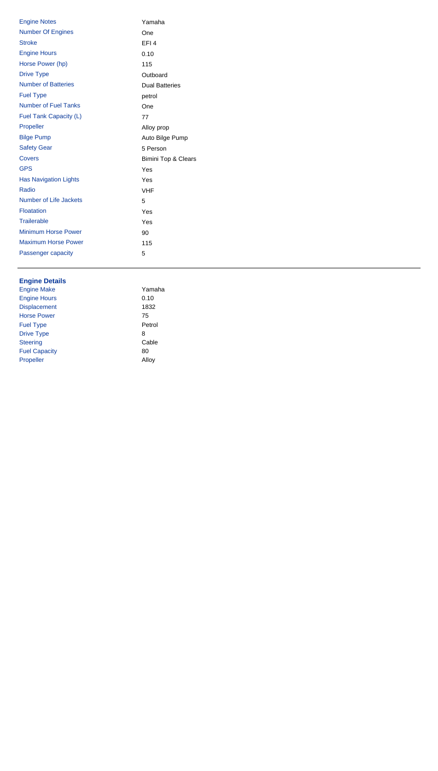| | |
|---|---|
| Engine Notes | Yamaha |
| Number Of Engines | One |
| Stroke | EFI 4 |
| Engine Hours | 0.10 |
| Horse Power (hp) | 115 |
| Drive Type | Outboard |
| Number of Batteries | Dual Batteries |
| Fuel Type | petrol |
| Number of Fuel Tanks | One |
| Fuel Tank Capacity (L) | 77 |
| Propeller | Alloy prop |
| Bilge Pump | Auto Bilge Pump |
| Safety Gear | 5 Person |
| Covers | Bimini Top & Clears |
| GPS | Yes |
| Has Navigation Lights | Yes |
| Radio | VHF |
| Number of Life Jackets | 5 |
| Floatation | Yes |
| Trailerable | Yes |
| Minimum Horse Power | 90 |
| Maximum Horse Power | 115 |
| Passenger capacity | 5 |

---

## Engine Details

| | |
|---|---|
| Engine Make | Yamaha |
| Engine Hours | 0.10 |
| Displacement | 1832 |
| Horse Power | 75 |
| Fuel Type | Petrol |
| Drive Type | 8 |
| Steering | Cable |
| Fuel Capacity | 80 |
| Propeller | Alloy |